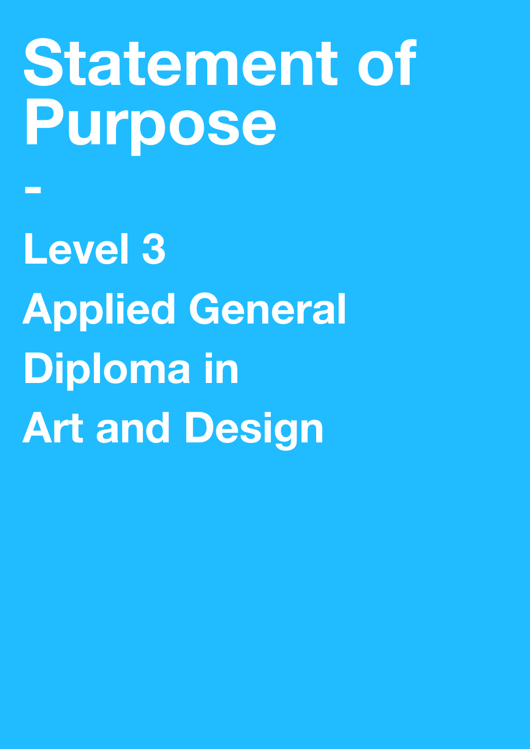# Statement of Purpose

-

## Level 3
## Applied General
## Diploma in
## Art and Design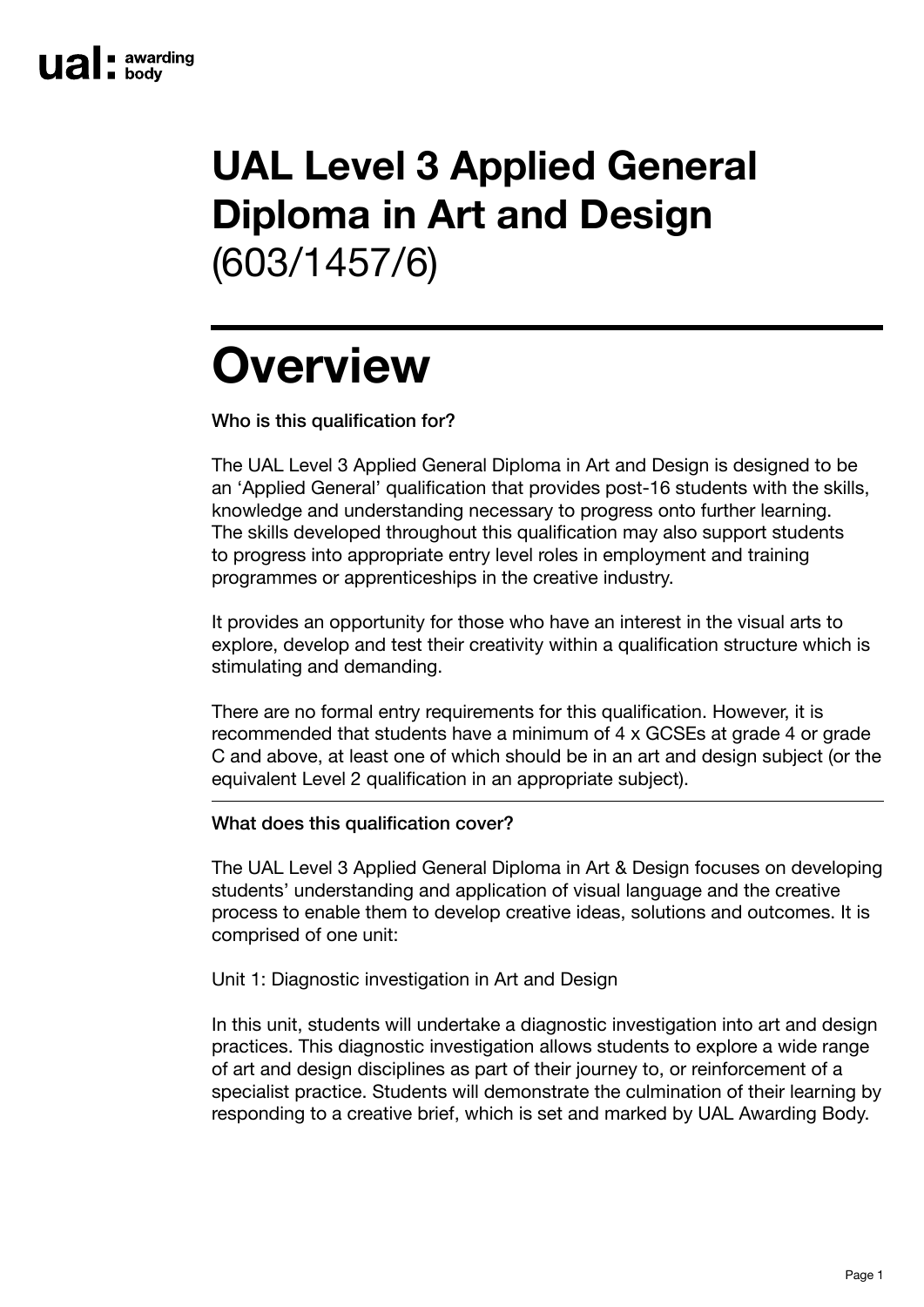# UAL Level 3 Applied General Diploma in Art and Design (603/1457/6)

# Overview

**Who is this qualification for?**

The UAL Level 3 Applied General Diploma in Art and Design is designed to be an 'Applied General' qualification that provides post-16 students with the skills, knowledge and understanding necessary to progress onto further learning. The skills developed throughout this qualification may also support students to progress into appropriate entry level roles in employment and training programmes or apprenticeships in the creative industry.

It provides an opportunity for those who have an interest in the visual arts to explore, develop and test their creativity within a qualification structure which is stimulating and demanding.

There are no formal entry requirements for this qualification. However, it is recommended that students have a minimum of 4 x GCSEs at grade 4 or grade C and above, at least one of which should be in an art and design subject (or the equivalent Level 2 qualification in an appropriate subject).

---

**What does this qualification cover?**

The UAL Level 3 Applied General Diploma in Art & Design focuses on developing students' understanding and application of visual language and the creative process to enable them to develop creative ideas, solutions and outcomes. It is comprised of one unit:

Unit 1: Diagnostic investigation in Art and Design

In this unit, students will undertake a diagnostic investigation into art and design practices. This diagnostic investigation allows students to explore a wide range of art and design disciplines as part of their journey to, or reinforcement of a specialist practice. Students will demonstrate the culmination of their learning by responding to a creative brief, which is set and marked by UAL Awarding Body.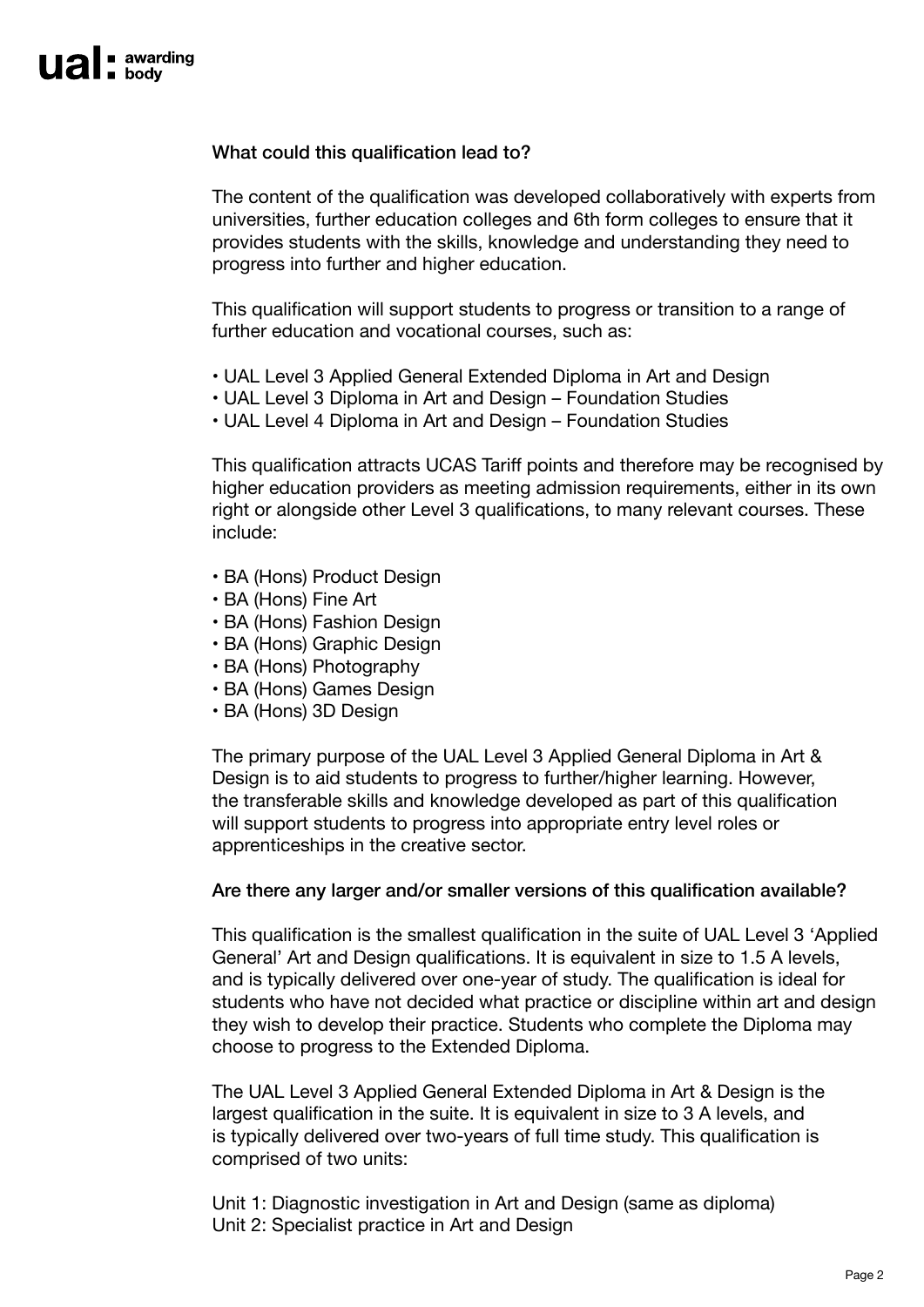### What could this qualification lead to?

The content of the qualification was developed collaboratively with experts from universities, further education colleges and 6th form colleges to ensure that it provides students with the skills, knowledge and understanding they need to progress into further and higher education.

This qualification will support students to progress or transition to a range of further education and vocational courses, such as:

- UAL Level 3 Applied General Extended Diploma in Art and Design
- UAL Level 3 Diploma in Art and Design – Foundation Studies
- UAL Level 4 Diploma in Art and Design – Foundation Studies

This qualification attracts UCAS Tariff points and therefore may be recognised by higher education providers as meeting admission requirements, either in its own right or alongside other Level 3 qualifications, to many relevant courses. These include:

- BA (Hons) Product Design
- BA (Hons) Fine Art
- BA (Hons) Fashion Design
- BA (Hons) Graphic Design
- BA (Hons) Photography
- BA (Hons) Games Design
- BA (Hons) 3D Design

The primary purpose of the UAL Level 3 Applied General Diploma in Art & Design is to aid students to progress to further/higher learning. However, the transferable skills and knowledge developed as part of this qualification will support students to progress into appropriate entry level roles or apprenticeships in the creative sector.

### Are there any larger and/or smaller versions of this qualification available?

This qualification is the smallest qualification in the suite of UAL Level 3 'Applied General' Art and Design qualifications. It is equivalent in size to 1.5 A levels, and is typically delivered over one-year of study. The qualification is ideal for students who have not decided what practice or discipline within art and design they wish to develop their practice. Students who complete the Diploma may choose to progress to the Extended Diploma.

The UAL Level 3 Applied General Extended Diploma in Art & Design is the largest qualification in the suite. It is equivalent in size to 3 A levels, and is typically delivered over two-years of full time study. This qualification is comprised of two units:

Unit 1: Diagnostic investigation in Art and Design (same as diploma)
Unit 2: Specialist practice in Art and Design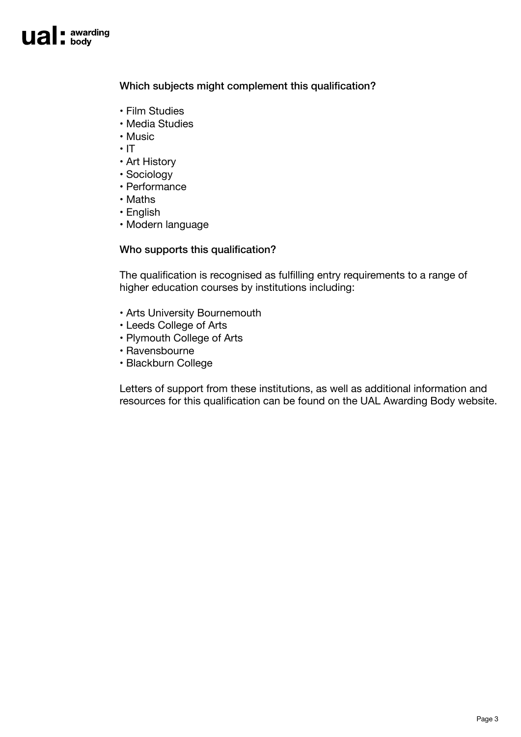## Which subjects might complement this qualification?

- Film Studies
- Media Studies
- Music
- IT
- Art History
- Sociology
- Performance
- Maths
- English
- Modern language

## Who supports this qualification?

The qualification is recognised as fulfilling entry requirements to a range of higher education courses by institutions including:

- Arts University Bournemouth
- Leeds College of Arts
- Plymouth College of Arts
- Ravensbourne
- Blackburn College

Letters of support from these institutions, as well as additional information and resources for this qualification can be found on the UAL Awarding Body website.